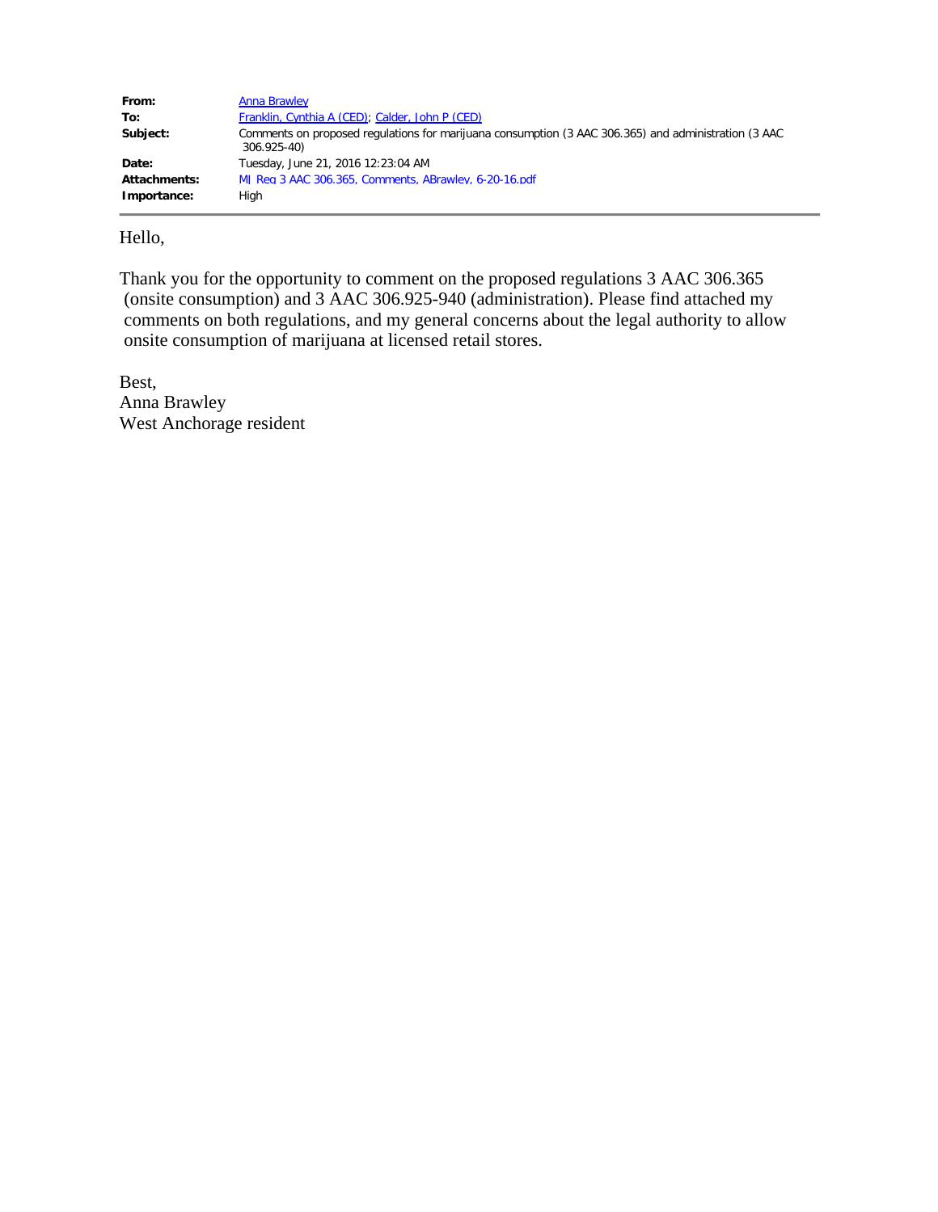| | |
|---|---|
| **From:** | Anna Brawley |
| **To:** | Franklin, Cynthia A (CED); Calder, John P (CED) |
| **Subject:** | Comments on proposed regulations for marijuana consumption (3 AAC 306.365) and administration (3 AAC 306.925-40) |
| **Date:** | Tuesday, June 21, 2016 12:23:04 AM |
| **Attachments:** | MJ Reg 3 AAC 306.365, Comments, ABrawley, 6-20-16.pdf |
| **Importance:** | High |

---

Hello,

Thank you for the opportunity to comment on the proposed regulations 3 AAC 306.365 (onsite consumption) and 3 AAC 306.925-940 (administration). Please find attached my comments on both regulations, and my general concerns about the legal authority to allow onsite consumption of marijuana at licensed retail stores.

Best,
Anna Brawley
West Anchorage resident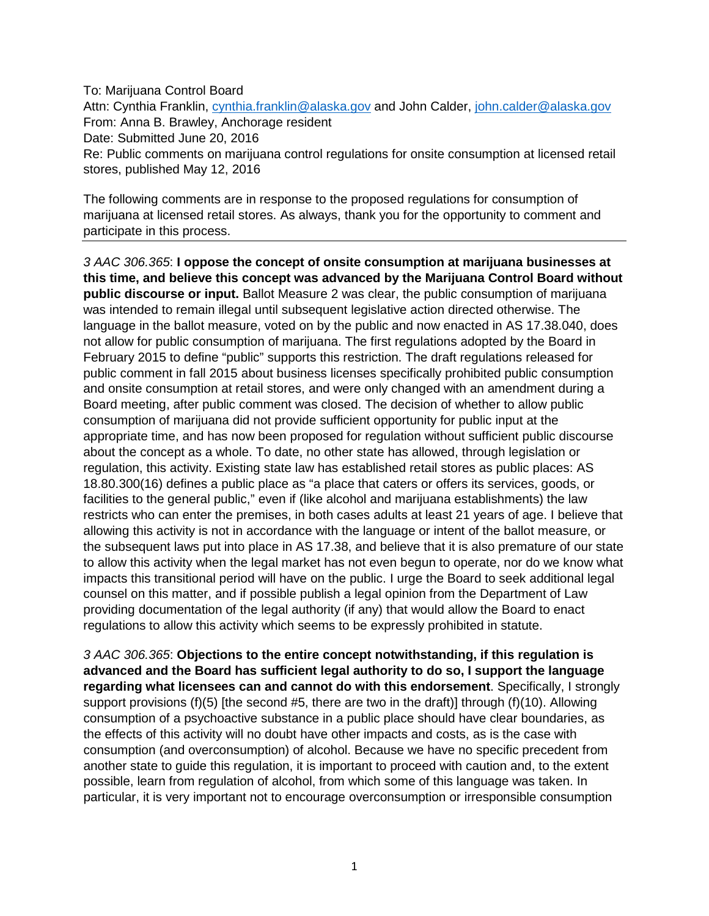To: Marijuana Control Board
Attn: Cynthia Franklin, cynthia.franklin@alaska.gov and John Calder, john.calder@alaska.gov
From: Anna B. Brawley, Anchorage resident
Date: Submitted June 20, 2016
Re: Public comments on marijuana control regulations for onsite consumption at licensed retail stores, published May 12, 2016

The following comments are in response to the proposed regulations for consumption of marijuana at licensed retail stores. As always, thank you for the opportunity to comment and participate in this process.

---

*3 AAC 306.365*: **I oppose the concept of onsite consumption at marijuana businesses at this time, and believe this concept was advanced by the Marijuana Control Board without public discourse or input.** Ballot Measure 2 was clear, the public consumption of marijuana was intended to remain illegal until subsequent legislative action directed otherwise. The language in the ballot measure, voted on by the public and now enacted in AS 17.38.040, does not allow for public consumption of marijuana. The first regulations adopted by the Board in February 2015 to define "public" supports this restriction. The draft regulations released for public comment in fall 2015 about business licenses specifically prohibited public consumption and onsite consumption at retail stores, and were only changed with an amendment during a Board meeting, after public comment was closed. The decision of whether to allow public consumption of marijuana did not provide sufficient opportunity for public input at the appropriate time, and has now been proposed for regulation without sufficient public discourse about the concept as a whole. To date, no other state has allowed, through legislation or regulation, this activity. Existing state law has established retail stores as public places: AS 18.80.300(16) defines a public place as "a place that caters or offers its services, goods, or facilities to the general public," even if (like alcohol and marijuana establishments) the law restricts who can enter the premises, in both cases adults at least 21 years of age. I believe that allowing this activity is not in accordance with the language or intent of the ballot measure, or the subsequent laws put into place in AS 17.38, and believe that it is also premature of our state to allow this activity when the legal market has not even begun to operate, nor do we know what impacts this transitional period will have on the public. I urge the Board to seek additional legal counsel on this matter, and if possible publish a legal opinion from the Department of Law providing documentation of the legal authority (if any) that would allow the Board to enact regulations to allow this activity which seems to be expressly prohibited in statute.

*3 AAC 306.365*: **Objections to the entire concept notwithstanding, if this regulation is advanced and the Board has sufficient legal authority to do so, I support the language regarding what licensees can and cannot do with this endorsement**. Specifically, I strongly support provisions (f)(5) [the second #5, there are two in the draft)] through (f)(10). Allowing consumption of a psychoactive substance in a public place should have clear boundaries, as the effects of this activity will no doubt have other impacts and costs, as is the case with consumption (and overconsumption) of alcohol. Because we have no specific precedent from another state to guide this regulation, it is important to proceed with caution and, to the extent possible, learn from regulation of alcohol, from which some of this language was taken. In particular, it is very important not to encourage overconsumption or irresponsible consumption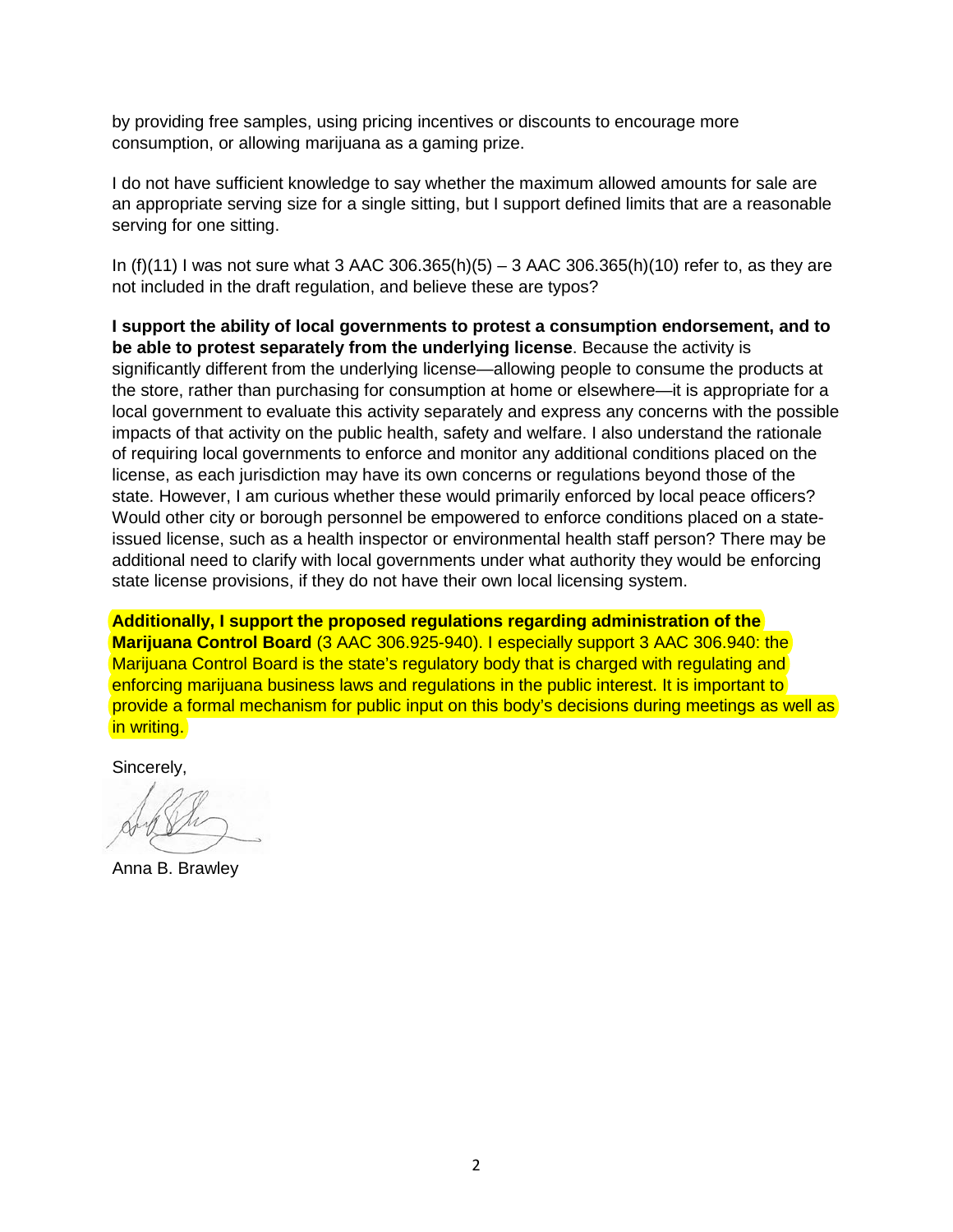by providing free samples, using pricing incentives or discounts to encourage more consumption, or allowing marijuana as a gaming prize.

I do not have sufficient knowledge to say whether the maximum allowed amounts for sale are an appropriate serving size for a single sitting, but I support defined limits that are a reasonable serving for one sitting.

In (f)(11) I was not sure what 3 AAC 306.365(h)(5) – 3 AAC 306.365(h)(10) refer to, as they are not included in the draft regulation, and believe these are typos?

**I support the ability of local governments to protest a consumption endorsement, and to be able to protest separately from the underlying license**. Because the activity is significantly different from the underlying license—allowing people to consume the products at the store, rather than purchasing for consumption at home or elsewhere—it is appropriate for a local government to evaluate this activity separately and express any concerns with the possible impacts of that activity on the public health, safety and welfare. I also understand the rationale of requiring local governments to enforce and monitor any additional conditions placed on the license, as each jurisdiction may have its own concerns or regulations beyond those of the state. However, I am curious whether these would primarily enforced by local peace officers? Would other city or borough personnel be empowered to enforce conditions placed on a state-issued license, such as a health inspector or environmental health staff person? There may be additional need to clarify with local governments under what authority they would be enforcing state license provisions, if they do not have their own local licensing system.

**Additionally, I support the proposed regulations regarding administration of the Marijuana Control Board** (3 AAC 306.925-940). I especially support 3 AAC 306.940: the Marijuana Control Board is the state's regulatory body that is charged with regulating and enforcing marijuana business laws and regulations in the public interest. It is important to provide a formal mechanism for public input on this body's decisions during meetings as well as in writing.

Sincerely,

Anna B. Brawley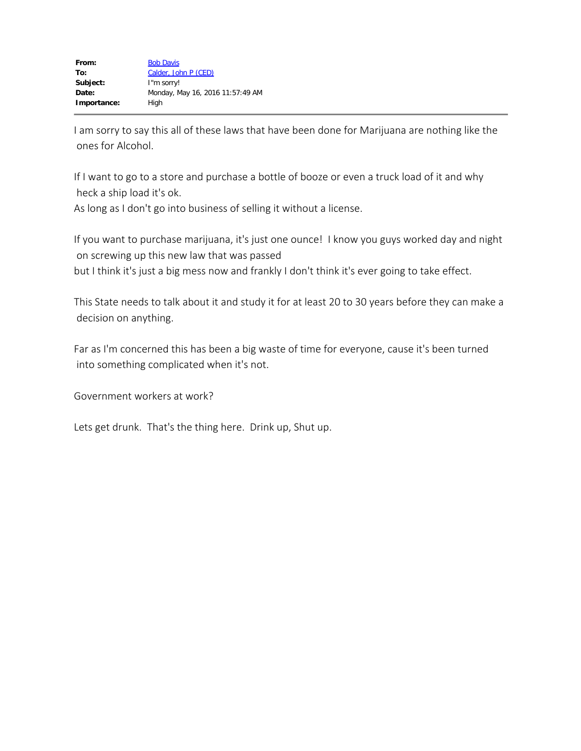| | |
|---|---|
| **From:** | Bob Davis |
| **To:** | Calder, John P (CED) |
| **Subject:** | I"m sorry! |
| **Date:** | Monday, May 16, 2016 11:57:49 AM |
| **Importance:** | High |

I am sorry to say this all of these laws that have been done for Marijuana are nothing like the ones for Alcohol.

If I want to go to a store and purchase a bottle of booze or even a truck load of it and why heck a ship load it's ok.
As long as I don't go into business of selling it without a license.

If you want to purchase marijuana, it's just one ounce! I know you guys worked day and night on screwing up this new law that was passed
but I think it's just a big mess now and frankly I don't think it's ever going to take effect.

This State needs to talk about it and study it for at least 20 to 30 years before they can make a decision on anything.

Far as I'm concerned this has been a big waste of time for everyone, cause it's been turned into something complicated when it's not.

Government workers at work?

Lets get drunk. That's the thing here. Drink up, Shut up.